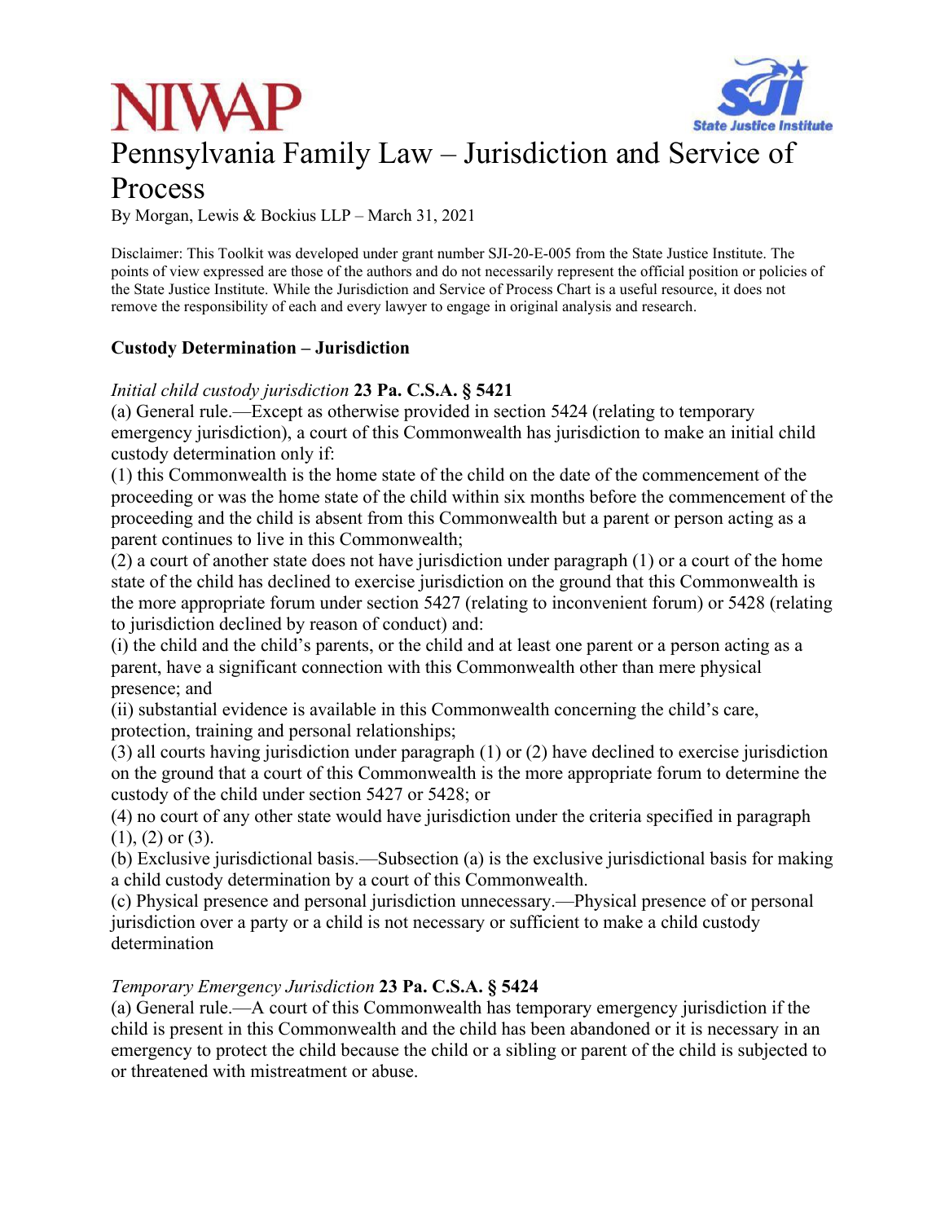NIWAP

State Justice Institute

# Pennsylvania Family Law – Jurisdiction and Service of Process

By Morgan, Lewis & Bockius LLP – March 31, 2021

Disclaimer: This Toolkit was developed under grant number SJI-20-E-005 from the State Justice Institute. The points of view expressed are those of the authors and do not necessarily represent the official position or policies of the State Justice Institute. While the Jurisdiction and Service of Process Chart is a useful resource, it does not remove the responsibility of each and every lawyer to engage in original analysis and research.

## Custody Determination – Jurisdiction

*Initial child custody jurisdiction* **23 Pa. C.S.A. § 5421**

(a) General rule.—Except as otherwise provided in section 5424 (relating to temporary emergency jurisdiction), a court of this Commonwealth has jurisdiction to make an initial child custody determination only if:

(1) this Commonwealth is the home state of the child on the date of the commencement of the proceeding or was the home state of the child within six months before the commencement of the proceeding and the child is absent from this Commonwealth but a parent or person acting as a parent continues to live in this Commonwealth;

(2) a court of another state does not have jurisdiction under paragraph (1) or a court of the home state of the child has declined to exercise jurisdiction on the ground that this Commonwealth is the more appropriate forum under section 5427 (relating to inconvenient forum) or 5428 (relating to jurisdiction declined by reason of conduct) and:

(i) the child and the child's parents, or the child and at least one parent or a person acting as a parent, have a significant connection with this Commonwealth other than mere physical presence; and

(ii) substantial evidence is available in this Commonwealth concerning the child's care, protection, training and personal relationships;

(3) all courts having jurisdiction under paragraph (1) or (2) have declined to exercise jurisdiction on the ground that a court of this Commonwealth is the more appropriate forum to determine the custody of the child under section 5427 or 5428; or

(4) no court of any other state would have jurisdiction under the criteria specified in paragraph (1), (2) or (3).

(b) Exclusive jurisdictional basis.—Subsection (a) is the exclusive jurisdictional basis for making a child custody determination by a court of this Commonwealth.

(c) Physical presence and personal jurisdiction unnecessary.—Physical presence of or personal jurisdiction over a party or a child is not necessary or sufficient to make a child custody determination

*Temporary Emergency Jurisdiction* **23 Pa. C.S.A. § 5424**

(a) General rule.—A court of this Commonwealth has temporary emergency jurisdiction if the child is present in this Commonwealth and the child has been abandoned or it is necessary in an emergency to protect the child because the child or a sibling or parent of the child is subjected to or threatened with mistreatment or abuse.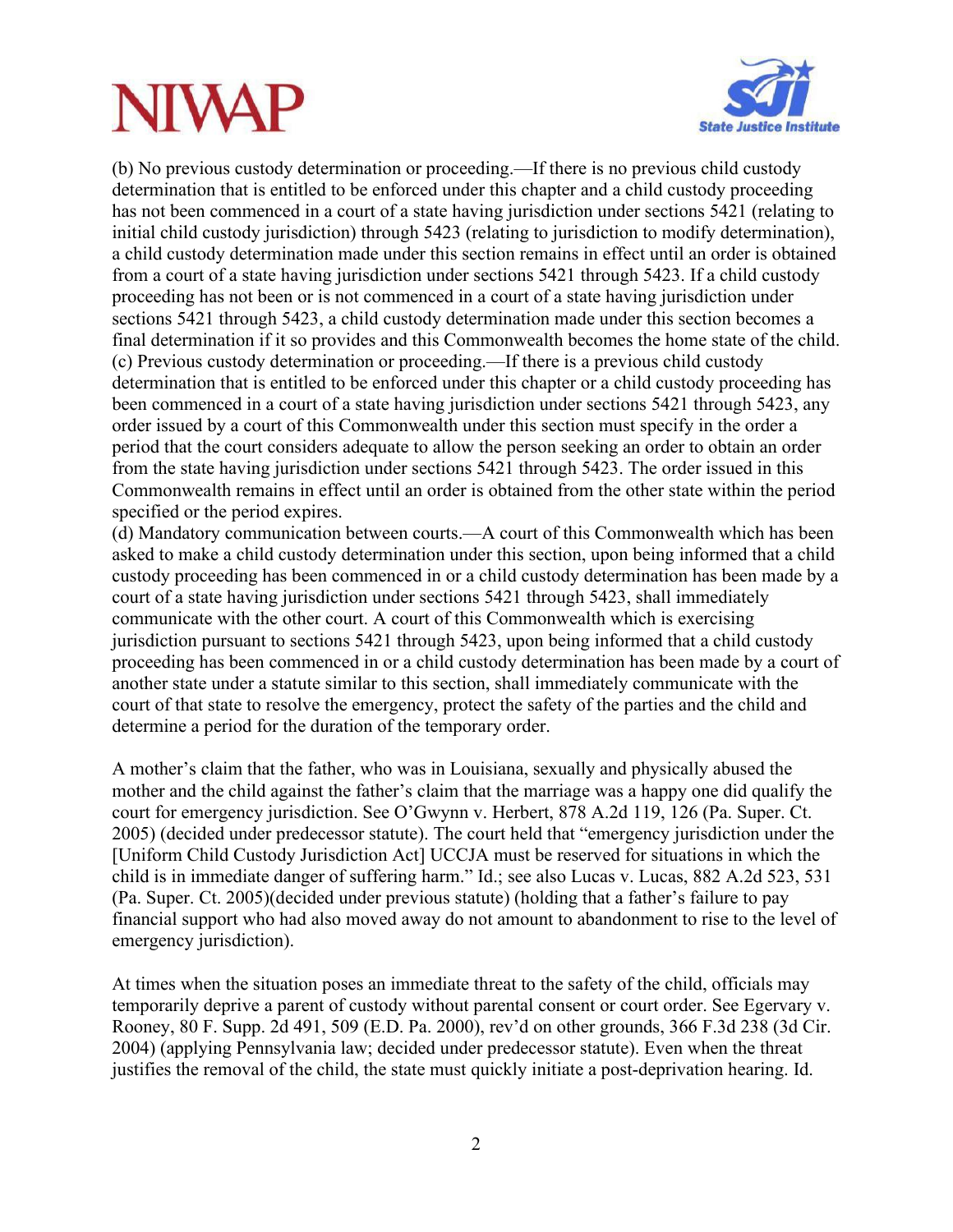(b) No previous custody determination or proceeding.—If there is no previous child custody determination that is entitled to be enforced under this chapter and a child custody proceeding has not been commenced in a court of a state having jurisdiction under sections 5421 (relating to initial child custody jurisdiction) through 5423 (relating to jurisdiction to modify determination), a child custody determination made under this section remains in effect until an order is obtained from a court of a state having jurisdiction under sections 5421 through 5423. If a child custody proceeding has not been or is not commenced in a court of a state having jurisdiction under sections 5421 through 5423, a child custody determination made under this section becomes a final determination if it so provides and this Commonwealth becomes the home state of the child.
(c) Previous custody determination or proceeding.—If there is a previous child custody determination that is entitled to be enforced under this chapter or a child custody proceeding has been commenced in a court of a state having jurisdiction under sections 5421 through 5423, any order issued by a court of this Commonwealth under this section must specify in the order a period that the court considers adequate to allow the person seeking an order to obtain an order from the state having jurisdiction under sections 5421 through 5423. The order issued in this Commonwealth remains in effect until an order is obtained from the other state within the period specified or the period expires.
(d) Mandatory communication between courts.—A court of this Commonwealth which has been asked to make a child custody determination under this section, upon being informed that a child custody proceeding has been commenced in or a child custody determination has been made by a court of a state having jurisdiction under sections 5421 through 5423, shall immediately communicate with the other court. A court of this Commonwealth which is exercising jurisdiction pursuant to sections 5421 through 5423, upon being informed that a child custody proceeding has been commenced in or a child custody determination has been made by a court of another state under a statute similar to this section, shall immediately communicate with the court of that state to resolve the emergency, protect the safety of the parties and the child and determine a period for the duration of the temporary order.

A mother's claim that the father, who was in Louisiana, sexually and physically abused the mother and the child against the father's claim that the marriage was a happy one did qualify the court for emergency jurisdiction. See O'Gwynn v. Herbert, 878 A.2d 119, 126 (Pa. Super. Ct. 2005) (decided under predecessor statute). The court held that "emergency jurisdiction under the [Uniform Child Custody Jurisdiction Act] UCCJA must be reserved for situations in which the child is in immediate danger of suffering harm." Id.; see also Lucas v. Lucas, 882 A.2d 523, 531 (Pa. Super. Ct. 2005)(decided under previous statute) (holding that a father's failure to pay financial support who had also moved away do not amount to abandonment to rise to the level of emergency jurisdiction).

At times when the situation poses an immediate threat to the safety of the child, officials may temporarily deprive a parent of custody without parental consent or court order. See Egervary v. Rooney, 80 F. Supp. 2d 491, 509 (E.D. Pa. 2000), rev'd on other grounds, 366 F.3d 238 (3d Cir. 2004) (applying Pennsylvania law; decided under predecessor statute). Even when the threat justifies the removal of the child, the state must quickly initiate a post-deprivation hearing. Id.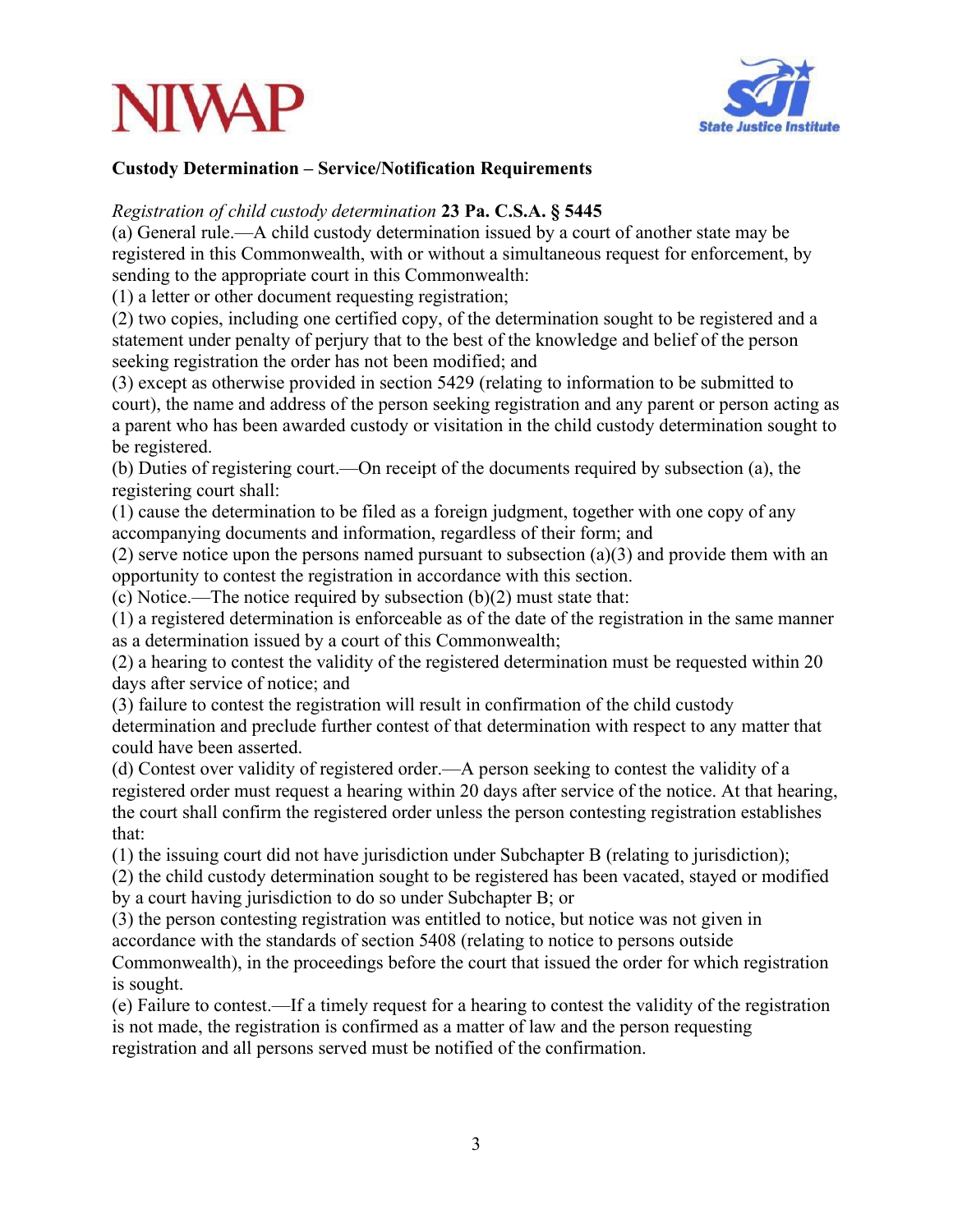**Custody Determination – Service/Notification Requirements**

*Registration of child custody determination* **23 Pa. C.S.A. § 5445**

(a) General rule.—A child custody determination issued by a court of another state may be registered in this Commonwealth, with or without a simultaneous request for enforcement, by sending to the appropriate court in this Commonwealth:

(1) a letter or other document requesting registration;

(2) two copies, including one certified copy, of the determination sought to be registered and a statement under penalty of perjury that to the best of the knowledge and belief of the person seeking registration the order has not been modified; and

(3) except as otherwise provided in section 5429 (relating to information to be submitted to court), the name and address of the person seeking registration and any parent or person acting as a parent who has been awarded custody or visitation in the child custody determination sought to be registered.

(b) Duties of registering court.—On receipt of the documents required by subsection (a), the registering court shall:

(1) cause the determination to be filed as a foreign judgment, together with one copy of any accompanying documents and information, regardless of their form; and

(2) serve notice upon the persons named pursuant to subsection (a)(3) and provide them with an opportunity to contest the registration in accordance with this section.

(c) Notice.—The notice required by subsection (b)(2) must state that:

(1) a registered determination is enforceable as of the date of the registration in the same manner as a determination issued by a court of this Commonwealth;

(2) a hearing to contest the validity of the registered determination must be requested within 20 days after service of notice; and

(3) failure to contest the registration will result in confirmation of the child custody determination and preclude further contest of that determination with respect to any matter that could have been asserted.

(d) Contest over validity of registered order.—A person seeking to contest the validity of a registered order must request a hearing within 20 days after service of the notice. At that hearing, the court shall confirm the registered order unless the person contesting registration establishes that:

(1) the issuing court did not have jurisdiction under Subchapter B (relating to jurisdiction);

(2) the child custody determination sought to be registered has been vacated, stayed or modified by a court having jurisdiction to do so under Subchapter B; or

(3) the person contesting registration was entitled to notice, but notice was not given in accordance with the standards of section 5408 (relating to notice to persons outside Commonwealth), in the proceedings before the court that issued the order for which registration is sought.

(e) Failure to contest.—If a timely request for a hearing to contest the validity of the registration is not made, the registration is confirmed as a matter of law and the person requesting registration and all persons served must be notified of the confirmation.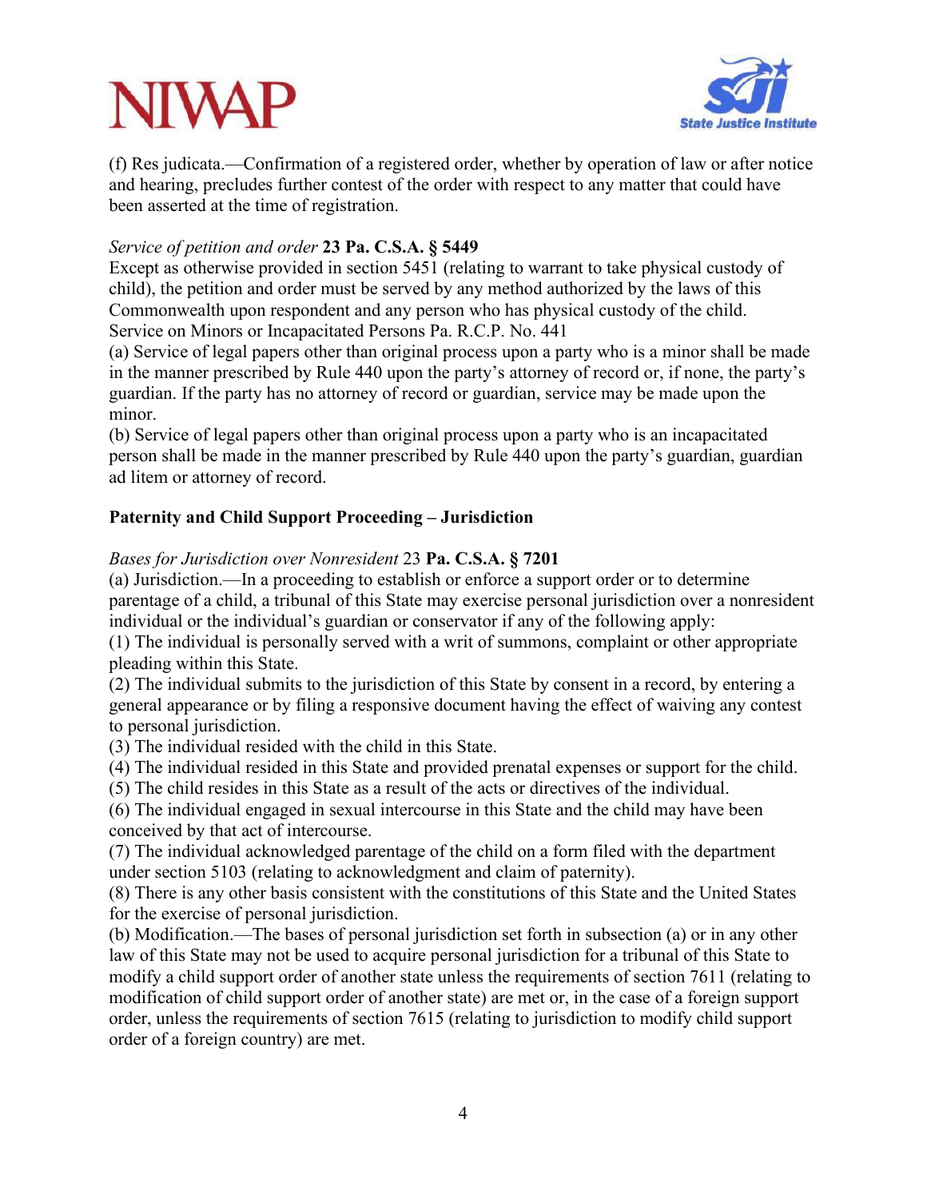(f) Res judicata.—Confirmation of a registered order, whether by operation of law or after notice and hearing, precludes further contest of the order with respect to any matter that could have been asserted at the time of registration.

*Service of petition and order* **23 Pa. C.S.A. § 5449**
Except as otherwise provided in section 5451 (relating to warrant to take physical custody of child), the petition and order must be served by any method authorized by the laws of this Commonwealth upon respondent and any person who has physical custody of the child.
Service on Minors or Incapacitated Persons Pa. R.C.P. No. 441
(a) Service of legal papers other than original process upon a party who is a minor shall be made in the manner prescribed by Rule 440 upon the party's attorney of record or, if none, the party's guardian. If the party has no attorney of record or guardian, service may be made upon the minor.
(b) Service of legal papers other than original process upon a party who is an incapacitated person shall be made in the manner prescribed by Rule 440 upon the party's guardian, guardian ad litem or attorney of record.

**Paternity and Child Support Proceeding – Jurisdiction**

*Bases for Jurisdiction over Nonresident* 23 **Pa. C.S.A. § 7201**
(a) Jurisdiction.—In a proceeding to establish or enforce a support order or to determine parentage of a child, a tribunal of this State may exercise personal jurisdiction over a nonresident individual or the individual's guardian or conservator if any of the following apply:
(1) The individual is personally served with a writ of summons, complaint or other appropriate pleading within this State.
(2) The individual submits to the jurisdiction of this State by consent in a record, by entering a general appearance or by filing a responsive document having the effect of waiving any contest to personal jurisdiction.
(3) The individual resided with the child in this State.
(4) The individual resided in this State and provided prenatal expenses or support for the child.
(5) The child resides in this State as a result of the acts or directives of the individual.
(6) The individual engaged in sexual intercourse in this State and the child may have been conceived by that act of intercourse.
(7) The individual acknowledged parentage of the child on a form filed with the department under section 5103 (relating to acknowledgment and claim of paternity).
(8) There is any other basis consistent with the constitutions of this State and the United States for the exercise of personal jurisdiction.
(b) Modification.—The bases of personal jurisdiction set forth in subsection (a) or in any other law of this State may not be used to acquire personal jurisdiction for a tribunal of this State to modify a child support order of another state unless the requirements of section 7611 (relating to modification of child support order of another state) are met or, in the case of a foreign support order, unless the requirements of section 7615 (relating to jurisdiction to modify child support order of a foreign country) are met.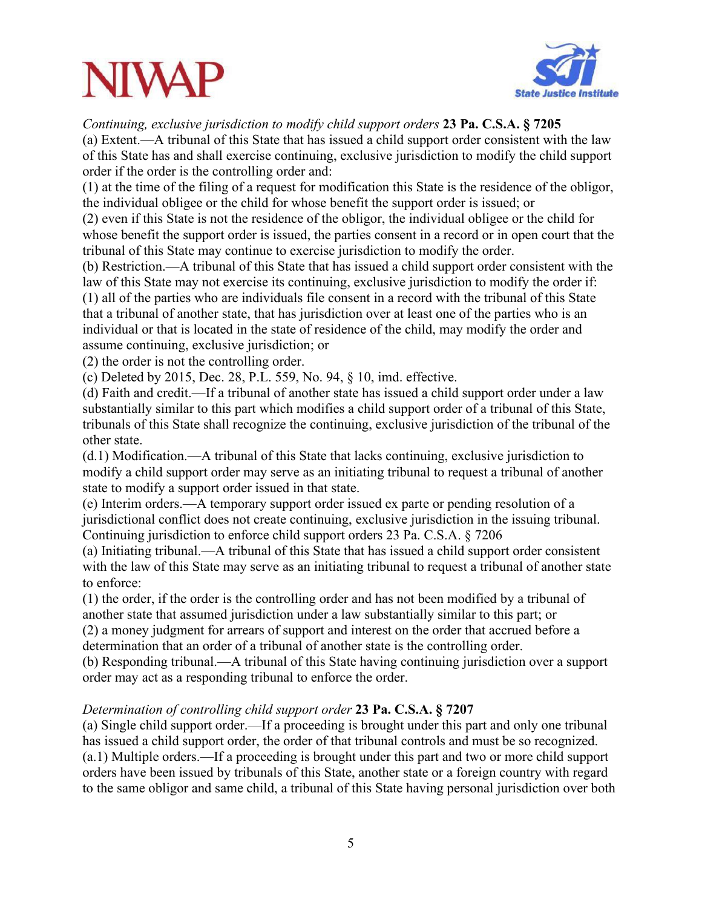*Continuing, exclusive jurisdiction to modify child support orders* **23 Pa. C.S.A. § 7205**

(a) Extent.—A tribunal of this State that has issued a child support order consistent with the law of this State has and shall exercise continuing, exclusive jurisdiction to modify the child support order if the order is the controlling order and:

(1) at the time of the filing of a request for modification this State is the residence of the obligor, the individual obligee or the child for whose benefit the support order is issued; or

(2) even if this State is not the residence of the obligor, the individual obligee or the child for whose benefit the support order is issued, the parties consent in a record or in open court that the tribunal of this State may continue to exercise jurisdiction to modify the order.

(b) Restriction.—A tribunal of this State that has issued a child support order consistent with the law of this State may not exercise its continuing, exclusive jurisdiction to modify the order if:

(1) all of the parties who are individuals file consent in a record with the tribunal of this State that a tribunal of another state, that has jurisdiction over at least one of the parties who is an individual or that is located in the state of residence of the child, may modify the order and assume continuing, exclusive jurisdiction; or

(2) the order is not the controlling order.

(c) Deleted by 2015, Dec. 28, P.L. 559, No. 94, § 10, imd. effective.

(d) Faith and credit.—If a tribunal of another state has issued a child support order under a law substantially similar to this part which modifies a child support order of a tribunal of this State, tribunals of this State shall recognize the continuing, exclusive jurisdiction of the tribunal of the other state.

(d.1) Modification.—A tribunal of this State that lacks continuing, exclusive jurisdiction to modify a child support order may serve as an initiating tribunal to request a tribunal of another state to modify a support order issued in that state.

(e) Interim orders.—A temporary support order issued ex parte or pending resolution of a jurisdictional conflict does not create continuing, exclusive jurisdiction in the issuing tribunal.

Continuing jurisdiction to enforce child support orders 23 Pa. C.S.A. § 7206

(a) Initiating tribunal.—A tribunal of this State that has issued a child support order consistent with the law of this State may serve as an initiating tribunal to request a tribunal of another state to enforce:

(1) the order, if the order is the controlling order and has not been modified by a tribunal of another state that assumed jurisdiction under a law substantially similar to this part; or

(2) a money judgment for arrears of support and interest on the order that accrued before a determination that an order of a tribunal of another state is the controlling order.

(b) Responding tribunal.—A tribunal of this State having continuing jurisdiction over a support order may act as a responding tribunal to enforce the order.

*Determination of controlling child support order* **23 Pa. C.S.A. § 7207**

(a) Single child support order.—If a proceeding is brought under this part and only one tribunal has issued a child support order, the order of that tribunal controls and must be so recognized.

(a.1) Multiple orders.—If a proceeding is brought under this part and two or more child support orders have been issued by tribunals of this State, another state or a foreign country with regard to the same obligor and same child, a tribunal of this State having personal jurisdiction over both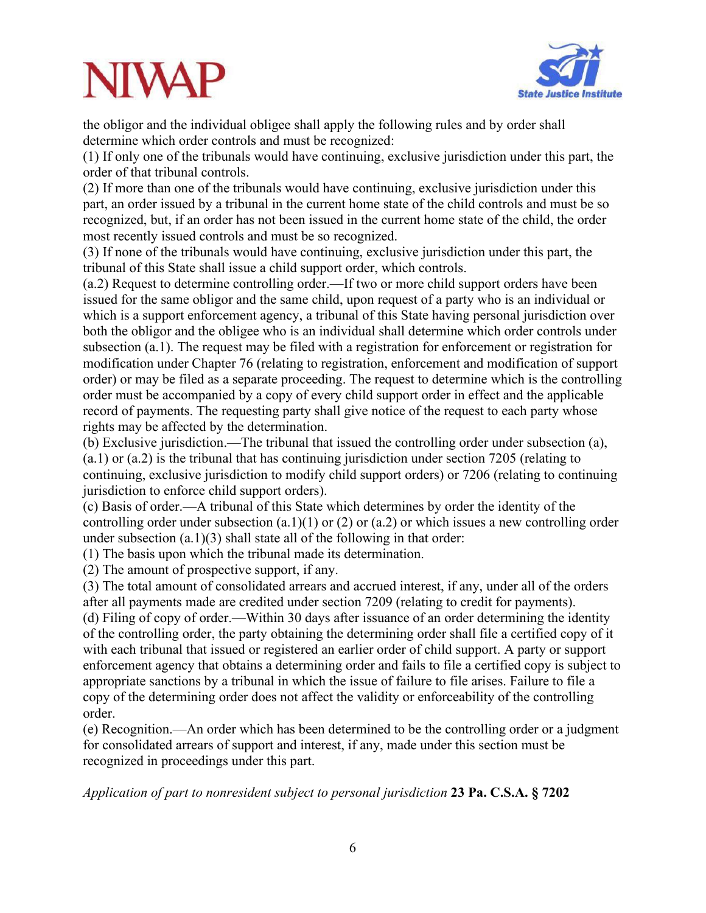the obligor and the individual obligee shall apply the following rules and by order shall determine which order controls and must be recognized:

(1) If only one of the tribunals would have continuing, exclusive jurisdiction under this part, the order of that tribunal controls.

(2) If more than one of the tribunals would have continuing, exclusive jurisdiction under this part, an order issued by a tribunal in the current home state of the child controls and must be so recognized, but, if an order has not been issued in the current home state of the child, the order most recently issued controls and must be so recognized.

(3) If none of the tribunals would have continuing, exclusive jurisdiction under this part, the tribunal of this State shall issue a child support order, which controls.

(a.2) Request to determine controlling order.—If two or more child support orders have been issued for the same obligor and the same child, upon request of a party who is an individual or which is a support enforcement agency, a tribunal of this State having personal jurisdiction over both the obligor and the obligee who is an individual shall determine which order controls under subsection (a.1). The request may be filed with a registration for enforcement or registration for modification under Chapter 76 (relating to registration, enforcement and modification of support order) or may be filed as a separate proceeding. The request to determine which is the controlling order must be accompanied by a copy of every child support order in effect and the applicable record of payments. The requesting party shall give notice of the request to each party whose rights may be affected by the determination.

(b) Exclusive jurisdiction.—The tribunal that issued the controlling order under subsection (a), (a.1) or (a.2) is the tribunal that has continuing jurisdiction under section 7205 (relating to continuing, exclusive jurisdiction to modify child support orders) or 7206 (relating to continuing jurisdiction to enforce child support orders).

(c) Basis of order.—A tribunal of this State which determines by order the identity of the controlling order under subsection (a.1)(1) or (2) or (a.2) or which issues a new controlling order under subsection (a.1)(3) shall state all of the following in that order:

(1) The basis upon which the tribunal made its determination.

(2) The amount of prospective support, if any.

(3) The total amount of consolidated arrears and accrued interest, if any, under all of the orders after all payments made are credited under section 7209 (relating to credit for payments).

(d) Filing of copy of order.—Within 30 days after issuance of an order determining the identity of the controlling order, the party obtaining the determining order shall file a certified copy of it with each tribunal that issued or registered an earlier order of child support. A party or support enforcement agency that obtains a determining order and fails to file a certified copy is subject to appropriate sanctions by a tribunal in which the issue of failure to file arises. Failure to file a copy of the determining order does not affect the validity or enforceability of the controlling order.

(e) Recognition.—An order which has been determined to be the controlling order or a judgment for consolidated arrears of support and interest, if any, made under this section must be recognized in proceedings under this part.

*Application of part to nonresident subject to personal jurisdiction* **23 Pa. C.S.A. § 7202**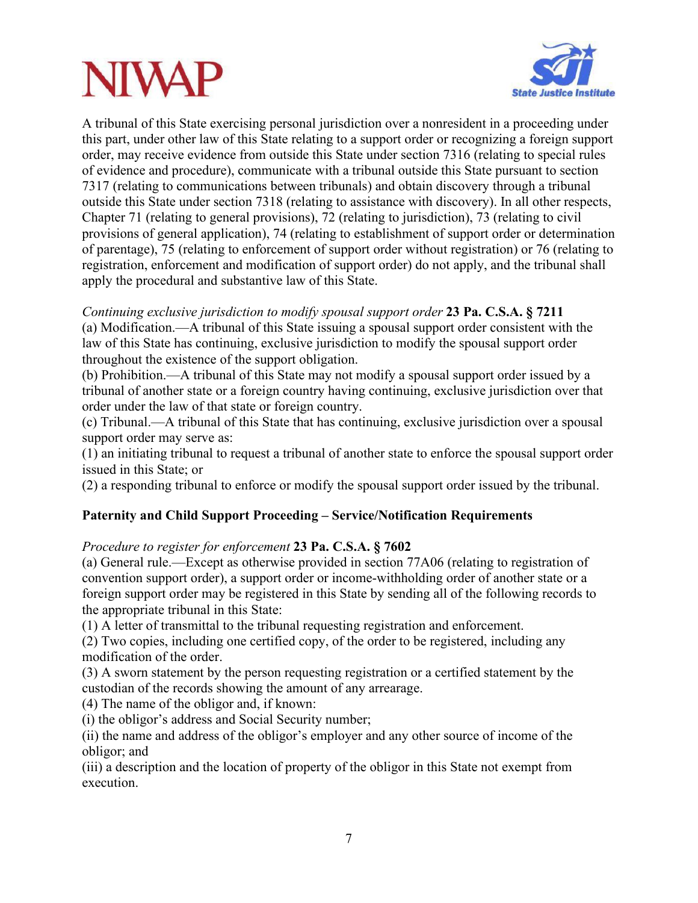A tribunal of this State exercising personal jurisdiction over a nonresident in a proceeding under this part, under other law of this State relating to a support order or recognizing a foreign support order, may receive evidence from outside this State under section 7316 (relating to special rules of evidence and procedure), communicate with a tribunal outside this State pursuant to section 7317 (relating to communications between tribunals) and obtain discovery through a tribunal outside this State under section 7318 (relating to assistance with discovery). In all other respects, Chapter 71 (relating to general provisions), 72 (relating to jurisdiction), 73 (relating to civil provisions of general application), 74 (relating to establishment of support order or determination of parentage), 75 (relating to enforcement of support order without registration) or 76 (relating to registration, enforcement and modification of support order) do not apply, and the tribunal shall apply the procedural and substantive law of this State.

*Continuing exclusive jurisdiction to modify spousal support order* **23 Pa. C.S.A. § 7211**
(a) Modification.—A tribunal of this State issuing a spousal support order consistent with the law of this State has continuing, exclusive jurisdiction to modify the spousal support order throughout the existence of the support obligation.
(b) Prohibition.—A tribunal of this State may not modify a spousal support order issued by a tribunal of another state or a foreign country having continuing, exclusive jurisdiction over that order under the law of that state or foreign country.
(c) Tribunal.—A tribunal of this State that has continuing, exclusive jurisdiction over a spousal support order may serve as:
(1) an initiating tribunal to request a tribunal of another state to enforce the spousal support order issued in this State; or
(2) a responding tribunal to enforce or modify the spousal support order issued by the tribunal.

**Paternity and Child Support Proceeding – Service/Notification Requirements**

*Procedure to register for enforcement* **23 Pa. C.S.A. § 7602**
(a) General rule.—Except as otherwise provided in section 77A06 (relating to registration of convention support order), a support order or income-withholding order of another state or a foreign support order may be registered in this State by sending all of the following records to the appropriate tribunal in this State:
(1) A letter of transmittal to the tribunal requesting registration and enforcement.
(2) Two copies, including one certified copy, of the order to be registered, including any modification of the order.
(3) A sworn statement by the person requesting registration or a certified statement by the custodian of the records showing the amount of any arrearage.
(4) The name of the obligor and, if known:
(i) the obligor's address and Social Security number;
(ii) the name and address of the obligor's employer and any other source of income of the obligor; and
(iii) a description and the location of property of the obligor in this State not exempt from execution.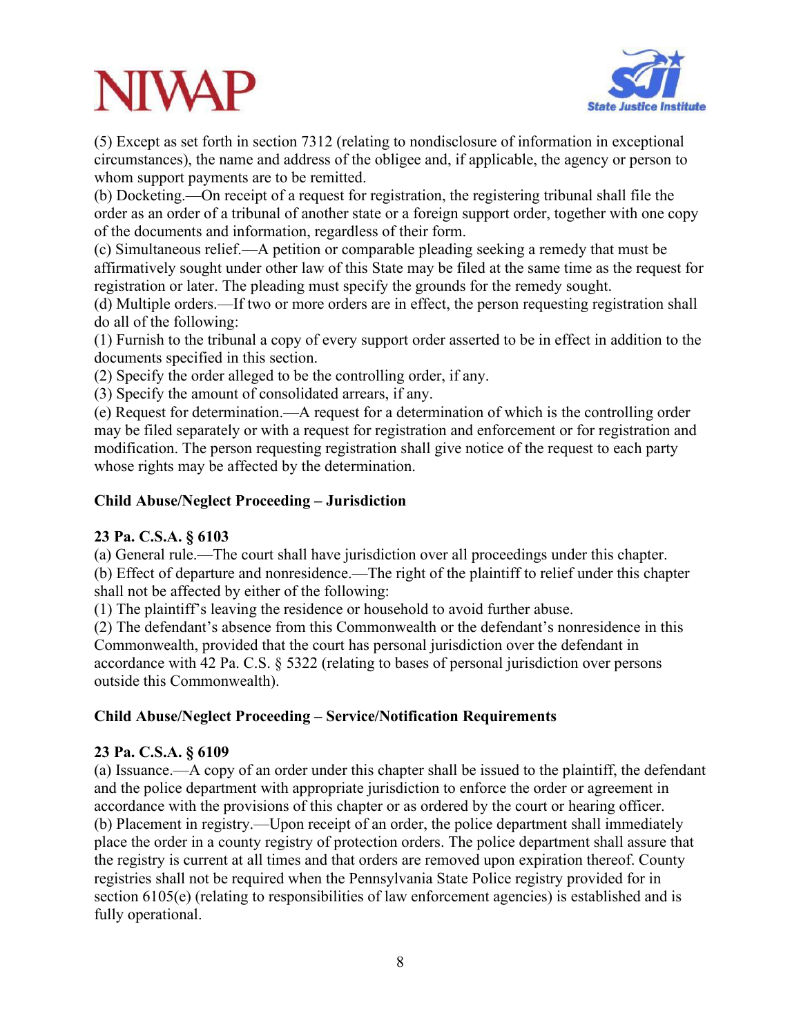(5) Except as set forth in section 7312 (relating to nondisclosure of information in exceptional circumstances), the name and address of the obligee and, if applicable, the agency or person to whom support payments are to be remitted.

(b) Docketing.—On receipt of a request for registration, the registering tribunal shall file the order as an order of a tribunal of another state or a foreign support order, together with one copy of the documents and information, regardless of their form.

(c) Simultaneous relief.—A petition or comparable pleading seeking a remedy that must be affirmatively sought under other law of this State may be filed at the same time as the request for registration or later. The pleading must specify the grounds for the remedy sought.

(d) Multiple orders.—If two or more orders are in effect, the person requesting registration shall do all of the following:

(1) Furnish to the tribunal a copy of every support order asserted to be in effect in addition to the documents specified in this section.

(2) Specify the order alleged to be the controlling order, if any.

(3) Specify the amount of consolidated arrears, if any.

(e) Request for determination.—A request for a determination of which is the controlling order may be filed separately or with a request for registration and enforcement or for registration and modification. The person requesting registration shall give notice of the request to each party whose rights may be affected by the determination.

### Child Abuse/Neglect Proceeding – Jurisdiction

**23 Pa. C.S.A. § 6103**

(a) General rule.—The court shall have jurisdiction over all proceedings under this chapter.

(b) Effect of departure and nonresidence.—The right of the plaintiff to relief under this chapter shall not be affected by either of the following:

(1) The plaintiff's leaving the residence or household to avoid further abuse.

(2) The defendant's absence from this Commonwealth or the defendant's nonresidence in this Commonwealth, provided that the court has personal jurisdiction over the defendant in accordance with 42 Pa. C.S. § 5322 (relating to bases of personal jurisdiction over persons outside this Commonwealth).

### Child Abuse/Neglect Proceeding – Service/Notification Requirements

**23 Pa. C.S.A. § 6109**

(a) Issuance.—A copy of an order under this chapter shall be issued to the plaintiff, the defendant and the police department with appropriate jurisdiction to enforce the order or agreement in accordance with the provisions of this chapter or as ordered by the court or hearing officer.

(b) Placement in registry.—Upon receipt of an order, the police department shall immediately place the order in a county registry of protection orders. The police department shall assure that the registry is current at all times and that orders are removed upon expiration thereof. County registries shall not be required when the Pennsylvania State Police registry provided for in section 6105(e) (relating to responsibilities of law enforcement agencies) is established and is fully operational.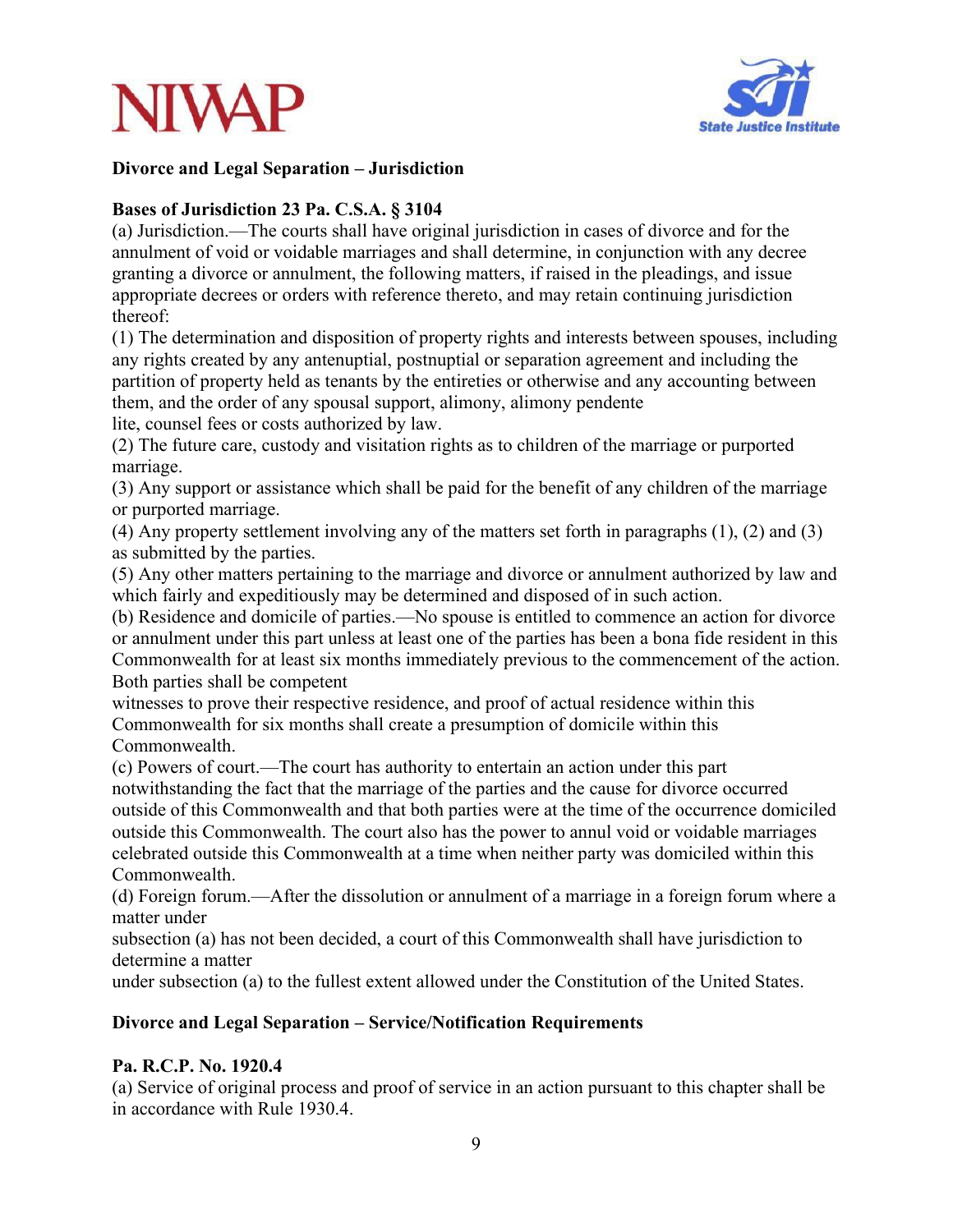**Divorce and Legal Separation – Jurisdiction**

**Bases of Jurisdiction 23 Pa. C.S.A. § 3104**

(a) Jurisdiction.—The courts shall have original jurisdiction in cases of divorce and for the annulment of void or voidable marriages and shall determine, in conjunction with any decree granting a divorce or annulment, the following matters, if raised in the pleadings, and issue appropriate decrees or orders with reference thereto, and may retain continuing jurisdiction thereof:

(1) The determination and disposition of property rights and interests between spouses, including any rights created by any antenuptial, postnuptial or separation agreement and including the partition of property held as tenants by the entireties or otherwise and any accounting between them, and the order of any spousal support, alimony, alimony pendente lite, counsel fees or costs authorized by law.

(2) The future care, custody and visitation rights as to children of the marriage or purported marriage.

(3) Any support or assistance which shall be paid for the benefit of any children of the marriage or purported marriage.

(4) Any property settlement involving any of the matters set forth in paragraphs (1), (2) and (3) as submitted by the parties.

(5) Any other matters pertaining to the marriage and divorce or annulment authorized by law and which fairly and expeditiously may be determined and disposed of in such action.

(b) Residence and domicile of parties.—No spouse is entitled to commence an action for divorce or annulment under this part unless at least one of the parties has been a bona fide resident in this Commonwealth for at least six months immediately previous to the commencement of the action. Both parties shall be competent witnesses to prove their respective residence, and proof of actual residence within this Commonwealth for six months shall create a presumption of domicile within this Commonwealth.

(c) Powers of court.—The court has authority to entertain an action under this part notwithstanding the fact that the marriage of the parties and the cause for divorce occurred outside of this Commonwealth and that both parties were at the time of the occurrence domiciled outside this Commonwealth. The court also has the power to annul void or voidable marriages celebrated outside this Commonwealth at a time when neither party was domiciled within this Commonwealth.

(d) Foreign forum.—After the dissolution or annulment of a marriage in a foreign forum where a matter under subsection (a) has not been decided, a court of this Commonwealth shall have jurisdiction to determine a matter under subsection (a) to the fullest extent allowed under the Constitution of the United States.

**Divorce and Legal Separation – Service/Notification Requirements**

**Pa. R.C.P. No. 1920.4**

(a) Service of original process and proof of service in an action pursuant to this chapter shall be in accordance with Rule 1930.4.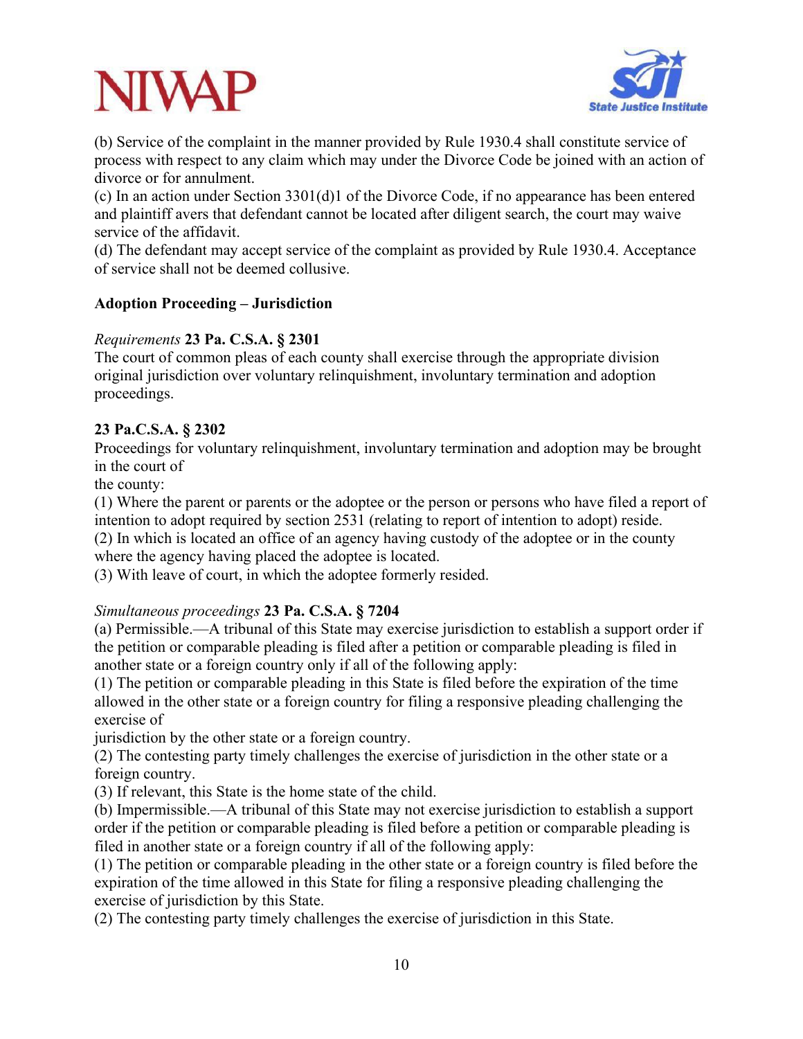(b) Service of the complaint in the manner provided by Rule 1930.4 shall constitute service of process with respect to any claim which may under the Divorce Code be joined with an action of divorce or for annulment.
(c) In an action under Section 3301(d)1 of the Divorce Code, if no appearance has been entered and plaintiff avers that defendant cannot be located after diligent search, the court may waive service of the affidavit.
(d) The defendant may accept service of the complaint as provided by Rule 1930.4. Acceptance of service shall not be deemed collusive.

**Adoption Proceeding – Jurisdiction**

*Requirements* **23 Pa. C.S.A. § 2301**
The court of common pleas of each county shall exercise through the appropriate division original jurisdiction over voluntary relinquishment, involuntary termination and adoption proceedings.

**23 Pa.C.S.A. § 2302**
Proceedings for voluntary relinquishment, involuntary termination and adoption may be brought in the court of the county:
(1) Where the parent or parents or the adoptee or the person or persons who have filed a report of intention to adopt required by section 2531 (relating to report of intention to adopt) reside.
(2) In which is located an office of an agency having custody of the adoptee or in the county where the agency having placed the adoptee is located.
(3) With leave of court, in which the adoptee formerly resided.

*Simultaneous proceedings* **23 Pa. C.S.A. § 7204**
(a) Permissible.—A tribunal of this State may exercise jurisdiction to establish a support order if the petition or comparable pleading is filed after a petition or comparable pleading is filed in another state or a foreign country only if all of the following apply:
(1) The petition or comparable pleading in this State is filed before the expiration of the time allowed in the other state or a foreign country for filing a responsive pleading challenging the exercise of jurisdiction by the other state or a foreign country.
(2) The contesting party timely challenges the exercise of jurisdiction in the other state or a foreign country.
(3) If relevant, this State is the home state of the child.
(b) Impermissible.—A tribunal of this State may not exercise jurisdiction to establish a support order if the petition or comparable pleading is filed before a petition or comparable pleading is filed in another state or a foreign country if all of the following apply:
(1) The petition or comparable pleading in the other state or a foreign country is filed before the expiration of the time allowed in this State for filing a responsive pleading challenging the exercise of jurisdiction by this State.
(2) The contesting party timely challenges the exercise of jurisdiction in this State.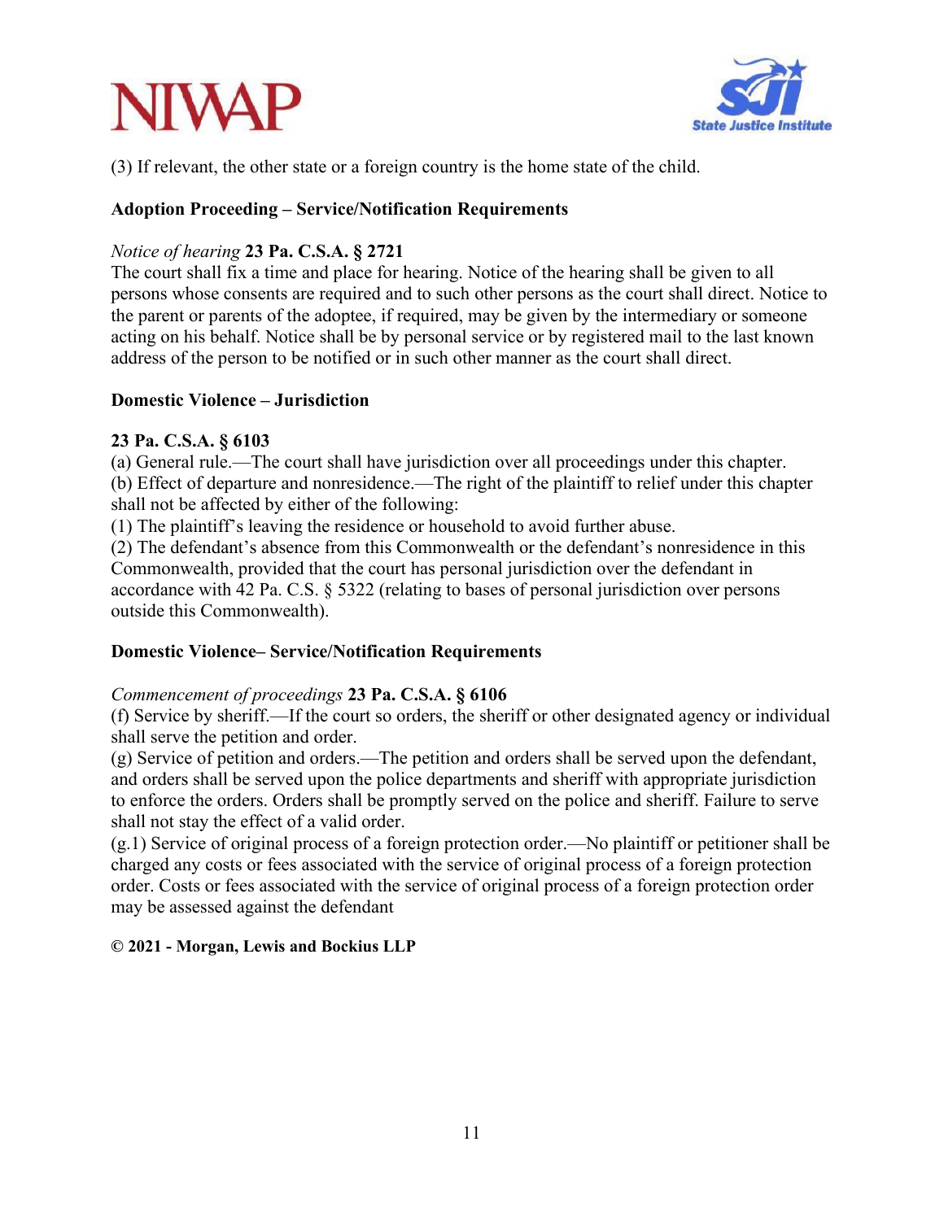(3) If relevant, the other state or a foreign country is the home state of the child.

**Adoption Proceeding – Service/Notification Requirements**

*Notice of hearing* **23 Pa. C.S.A. § 2721**
The court shall fix a time and place for hearing. Notice of the hearing shall be given to all persons whose consents are required and to such other persons as the court shall direct. Notice to the parent or parents of the adoptee, if required, may be given by the intermediary or someone acting on his behalf. Notice shall be by personal service or by registered mail to the last known address of the person to be notified or in such other manner as the court shall direct.

**Domestic Violence – Jurisdiction**

**23 Pa. C.S.A. § 6103**
(a) General rule.—The court shall have jurisdiction over all proceedings under this chapter.
(b) Effect of departure and nonresidence.—The right of the plaintiff to relief under this chapter shall not be affected by either of the following:
(1) The plaintiff's leaving the residence or household to avoid further abuse.
(2) The defendant's absence from this Commonwealth or the defendant's nonresidence in this Commonwealth, provided that the court has personal jurisdiction over the defendant in accordance with 42 Pa. C.S. § 5322 (relating to bases of personal jurisdiction over persons outside this Commonwealth).

**Domestic Violence– Service/Notification Requirements**

*Commencement of proceedings* **23 Pa. C.S.A. § 6106**
(f) Service by sheriff.—If the court so orders, the sheriff or other designated agency or individual shall serve the petition and order.
(g) Service of petition and orders.—The petition and orders shall be served upon the defendant, and orders shall be served upon the police departments and sheriff with appropriate jurisdiction to enforce the orders. Orders shall be promptly served on the police and sheriff. Failure to serve shall not stay the effect of a valid order.
(g.1) Service of original process of a foreign protection order.—No plaintiff or petitioner shall be charged any costs or fees associated with the service of original process of a foreign protection order. Costs or fees associated with the service of original process of a foreign protection order may be assessed against the defendant

**© 2021 - Morgan, Lewis and Bockius LLP**